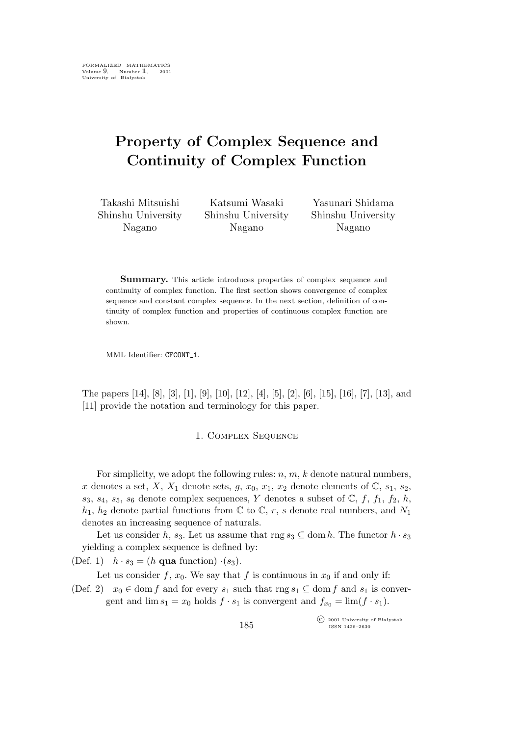# Property of Complex Sequence and Continuity of Complex Function

Takashi Mitsuishi
Shinshu University
Nagano

Katsumi Wasaki
Shinshu University
Nagano

Yasunari Shidama
Shinshu University
Nagano

**Summary.** This article introduces properties of complex sequence and continuity of complex function. The first section shows convergence of complex sequence and constant complex sequence. In the next section, definition of continuity of complex function and properties of continuous complex function are shown.

MML Identifier: CFCONT_1.

The papers [14], [8], [3], [1], [9], [10], [12], [4], [5], [2], [6], [15], [16], [7], [13], and [11] provide the notation and terminology for this paper.

## 1. Complex Sequence

For simplicity, we adopt the following rules: $n$, $m$, $k$ denote natural numbers, $x$ denotes a set, $X$, $X_1$ denote sets, $g$, $x_0$, $x_1$, $x_2$ denote elements of $\mathbb{C}$, $s_1$, $s_2$, $s_3$, $s_4$, $s_5$, $s_6$ denote complex sequences, $Y$ denotes a subset of $\mathbb{C}$, $f$, $f_1$, $f_2$, $h$, $h_1$, $h_2$ denote partial functions from $\mathbb{C}$ to $\mathbb{C}$, $r$, $s$ denote real numbers, and $N_1$ denotes an increasing sequence of naturals.

Let us consider $h$, $s_3$. Let us assume that $\operatorname{rng} s_3 \subseteq \operatorname{dom} h$. The functor $h \cdot s_3$ yielding a complex sequence is defined by:

(Def. 1) $h \cdot s_3 = (h$ **qua** function$) \cdot (s_3)$.

Let us consider $f$, $x_0$. We say that $f$ is continuous in $x_0$ if and only if:

(Def. 2) $x_0 \in \operatorname{dom} f$ and for every $s_1$ such that $\operatorname{rng} s_1 \subseteq \operatorname{dom} f$ and $s_1$ is convergent and $\lim s_1 = x_0$ holds $f \cdot s_1$ is convergent and $f_{x_0} = \lim(f \cdot s_1)$.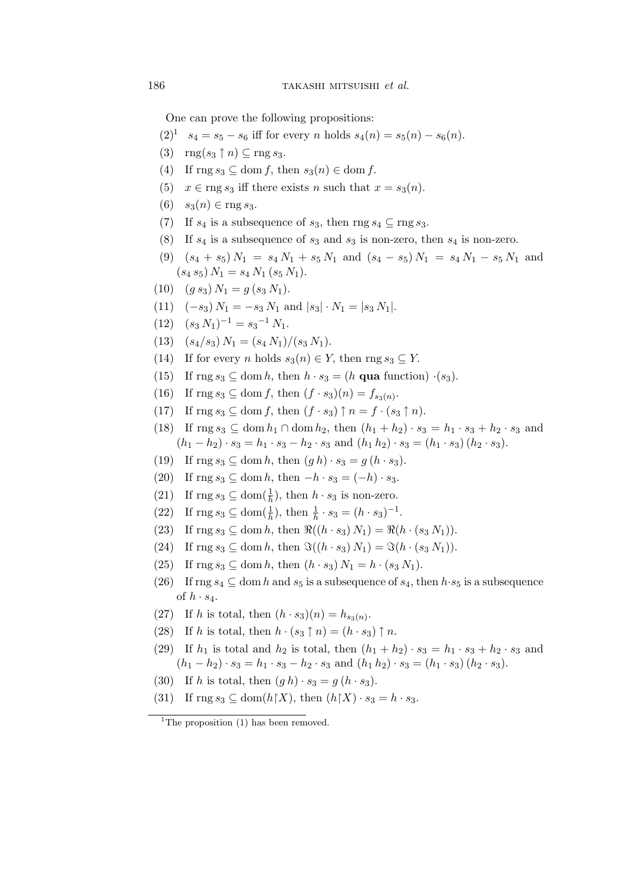One can prove the following propositions:

(2)[1] $s_4 = s_5 - s_6$ iff for every $n$ holds $s_4(n) = s_5(n) - s_6(n)$.

(3) $\operatorname{rng}(s_3 \uparrow n) \subseteq \operatorname{rng} s_3$.

(4) If $\operatorname{rng} s_3 \subseteq \operatorname{dom} f$, then $s_3(n) \in \operatorname{dom} f$.

(5) $x \in \operatorname{rng} s_3$ iff there exists $n$ such that $x = s_3(n)$.

(6) $s_3(n) \in \operatorname{rng} s_3$.

(7) If $s_4$ is a subsequence of $s_3$, then $\operatorname{rng} s_4 \subseteq \operatorname{rng} s_3$.

(8) If $s_4$ is a subsequence of $s_3$ and $s_3$ is non-zero, then $s_4$ is non-zero.

(9) $(s_4 + s_5)\, N_1 = s_4\, N_1 + s_5\, N_1$ and $(s_4 - s_5)\, N_1 = s_4\, N_1 - s_5\, N_1$ and $(s_4\, s_5)\, N_1 = s_4\, N_1\, (s_5\, N_1)$.

(10) $(g\, s_3)\, N_1 = g\, (s_3\, N_1)$.

(11) $(-s_3)\, N_1 = -s_3\, N_1$ and $|s_3| \cdot N_1 = |s_3\, N_1|$.

(12) $(s_3\, N_1)^{-1} = {s_3}^{-1}\, N_1$.

(13) $(s_4/s_3)\, N_1 = (s_4\, N_1)/(s_3\, N_1)$.

(14) If for every $n$ holds $s_3(n) \in Y$, then $\operatorname{rng} s_3 \subseteq Y$.

(15) If $\operatorname{rng} s_3 \subseteq \operatorname{dom} h$, then $h \cdot s_3 = (h$ **qua** function$) \cdot (s_3)$.

(16) If $\operatorname{rng} s_3 \subseteq \operatorname{dom} f$, then $(f \cdot s_3)(n) = f_{s_3(n)}$.

(17) If $\operatorname{rng} s_3 \subseteq \operatorname{dom} f$, then $(f \cdot s_3) \uparrow n = f \cdot (s_3 \uparrow n)$.

(18) If $\operatorname{rng} s_3 \subseteq \operatorname{dom} h_1 \cap \operatorname{dom} h_2$, then $(h_1 + h_2) \cdot s_3 = h_1 \cdot s_3 + h_2 \cdot s_3$ and $(h_1 - h_2) \cdot s_3 = h_1 \cdot s_3 - h_2 \cdot s_3$ and $(h_1\, h_2) \cdot s_3 = (h_1 \cdot s_3)\, (h_2 \cdot s_3)$.

(19) If $\operatorname{rng} s_3 \subseteq \operatorname{dom} h$, then $(g\, h) \cdot s_3 = g\, (h \cdot s_3)$.

(20) If $\operatorname{rng} s_3 \subseteq \operatorname{dom} h$, then $-h \cdot s_3 = (-h) \cdot s_3$.

(21) If $\operatorname{rng} s_3 \subseteq \operatorname{dom}(\frac{1}{h})$, then $h \cdot s_3$ is non-zero.

(22) If $\operatorname{rng} s_3 \subseteq \operatorname{dom}(\frac{1}{h})$, then $\frac{1}{h} \cdot s_3 = (h \cdot s_3)^{-1}$.

(23) If $\operatorname{rng} s_3 \subseteq \operatorname{dom} h$, then $\Re((h \cdot s_3)\, N_1) = \Re(h \cdot (s_3\, N_1))$.

(24) If $\operatorname{rng} s_3 \subseteq \operatorname{dom} h$, then $\Im((h \cdot s_3)\, N_1) = \Im(h \cdot (s_3\, N_1))$.

(25) If $\operatorname{rng} s_3 \subseteq \operatorname{dom} h$, then $(h \cdot s_3)\, N_1 = h \cdot (s_3\, N_1)$.

(26) If $\operatorname{rng} s_4 \subseteq \operatorname{dom} h$ and $s_5$ is a subsequence of $s_4$, then $h \cdot s_5$ is a subsequence of $h \cdot s_4$.

(27) If $h$ is total, then $(h \cdot s_3)(n) = h_{s_3(n)}$.

(28) If $h$ is total, then $h \cdot (s_3 \uparrow n) = (h \cdot s_3) \uparrow n$.

(29) If $h_1$ is total and $h_2$ is total, then $(h_1 + h_2) \cdot s_3 = h_1 \cdot s_3 + h_2 \cdot s_3$ and $(h_1 - h_2) \cdot s_3 = h_1 \cdot s_3 - h_2 \cdot s_3$ and $(h_1\, h_2) \cdot s_3 = (h_1 \cdot s_3)\, (h_2 \cdot s_3)$.

(30) If $h$ is total, then $(g\, h) \cdot s_3 = g\, (h \cdot s_3)$.

(31) If $\operatorname{rng} s_3 \subseteq \operatorname{dom}(h \restriction X)$, then $(h \restriction X) \cdot s_3 = h \cdot s_3$.

---

[1] The proposition (1) has been removed.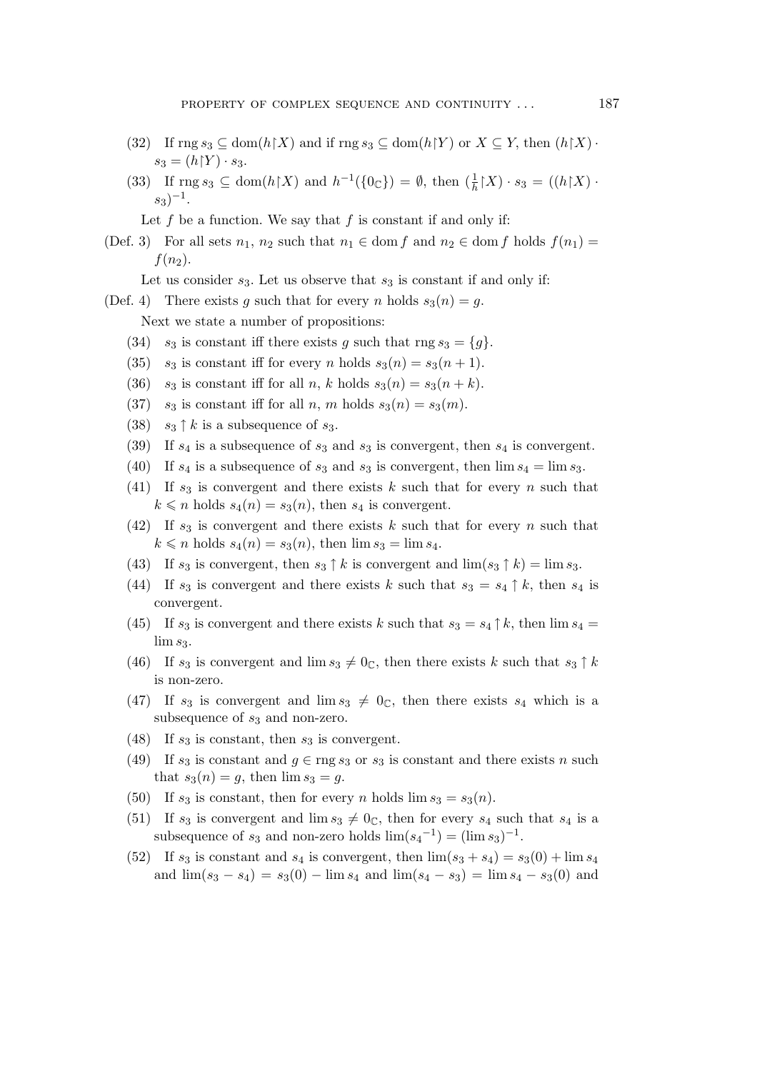(32) If $\operatorname{rng} s_3 \subseteq \operatorname{dom}(h \restriction X)$ and if $\operatorname{rng} s_3 \subseteq \operatorname{dom}(h \restriction Y)$ or $X \subseteq Y$, then $(h \restriction X) \cdot s_3 = (h \restriction Y) \cdot s_3$.

(33) If $\operatorname{rng} s_3 \subseteq \operatorname{dom}(h \restriction X)$ and $h^{-1}(\{0_{\mathbb{C}}\}) = \emptyset$, then $(\frac{1}{h} \restriction X) \cdot s_3 = ((h \restriction X) \cdot s_3)^{-1}$.

Let $f$ be a function. We say that $f$ is constant if and only if:

(Def. 3) For all sets $n_1$, $n_2$ such that $n_1 \in \operatorname{dom} f$ and $n_2 \in \operatorname{dom} f$ holds $f(n_1) = f(n_2)$.

Let us consider $s_3$. Let us observe that $s_3$ is constant if and only if:

(Def. 4) There exists $g$ such that for every $n$ holds $s_3(n) = g$.

Next we state a number of propositions:

(34) $s_3$ is constant iff there exists $g$ such that $\operatorname{rng} s_3 = \{g\}$.

(35) $s_3$ is constant iff for every $n$ holds $s_3(n) = s_3(n + 1)$.

(36) $s_3$ is constant iff for all $n$, $k$ holds $s_3(n) = s_3(n + k)$.

(37) $s_3$ is constant iff for all $n$, $m$ holds $s_3(n) = s_3(m)$.

(38) $s_3 \uparrow k$ is a subsequence of $s_3$.

(39) If $s_4$ is a subsequence of $s_3$ and $s_3$ is convergent, then $s_4$ is convergent.

(40) If $s_4$ is a subsequence of $s_3$ and $s_3$ is convergent, then $\lim s_4 = \lim s_3$.

(41) If $s_3$ is convergent and there exists $k$ such that for every $n$ such that $k \leqslant n$ holds $s_4(n) = s_3(n)$, then $s_4$ is convergent.

(42) If $s_3$ is convergent and there exists $k$ such that for every $n$ such that $k \leqslant n$ holds $s_4(n) = s_3(n)$, then $\lim s_3 = \lim s_4$.

(43) If $s_3$ is convergent, then $s_3 \uparrow k$ is convergent and $\lim(s_3 \uparrow k) = \lim s_3$.

(44) If $s_3$ is convergent and there exists $k$ such that $s_3 = s_4 \uparrow k$, then $s_4$ is convergent.

(45) If $s_3$ is convergent and there exists $k$ such that $s_3 = s_4 \uparrow k$, then $\lim s_4 = \lim s_3$.

(46) If $s_3$ is convergent and $\lim s_3 \neq 0_{\mathbb{C}}$, then there exists $k$ such that $s_3 \uparrow k$ is non-zero.

(47) If $s_3$ is convergent and $\lim s_3 \neq 0_{\mathbb{C}}$, then there exists $s_4$ which is a subsequence of $s_3$ and non-zero.

(48) If $s_3$ is constant, then $s_3$ is convergent.

(49) If $s_3$ is constant and $g \in \operatorname{rng} s_3$ or $s_3$ is constant and there exists $n$ such that $s_3(n) = g$, then $\lim s_3 = g$.

(50) If $s_3$ is constant, then for every $n$ holds $\lim s_3 = s_3(n)$.

(51) If $s_3$ is convergent and $\lim s_3 \neq 0_{\mathbb{C}}$, then for every $s_4$ such that $s_4$ is a subsequence of $s_3$ and non-zero holds $\lim({s_4}^{-1}) = (\lim s_3)^{-1}$.

(52) If $s_3$ is constant and $s_4$ is convergent, then $\lim(s_3 + s_4) = s_3(0) + \lim s_4$ and $\lim(s_3 - s_4) = s_3(0) - \lim s_4$ and $\lim(s_4 - s_3) = \lim s_4 - s_3(0)$ and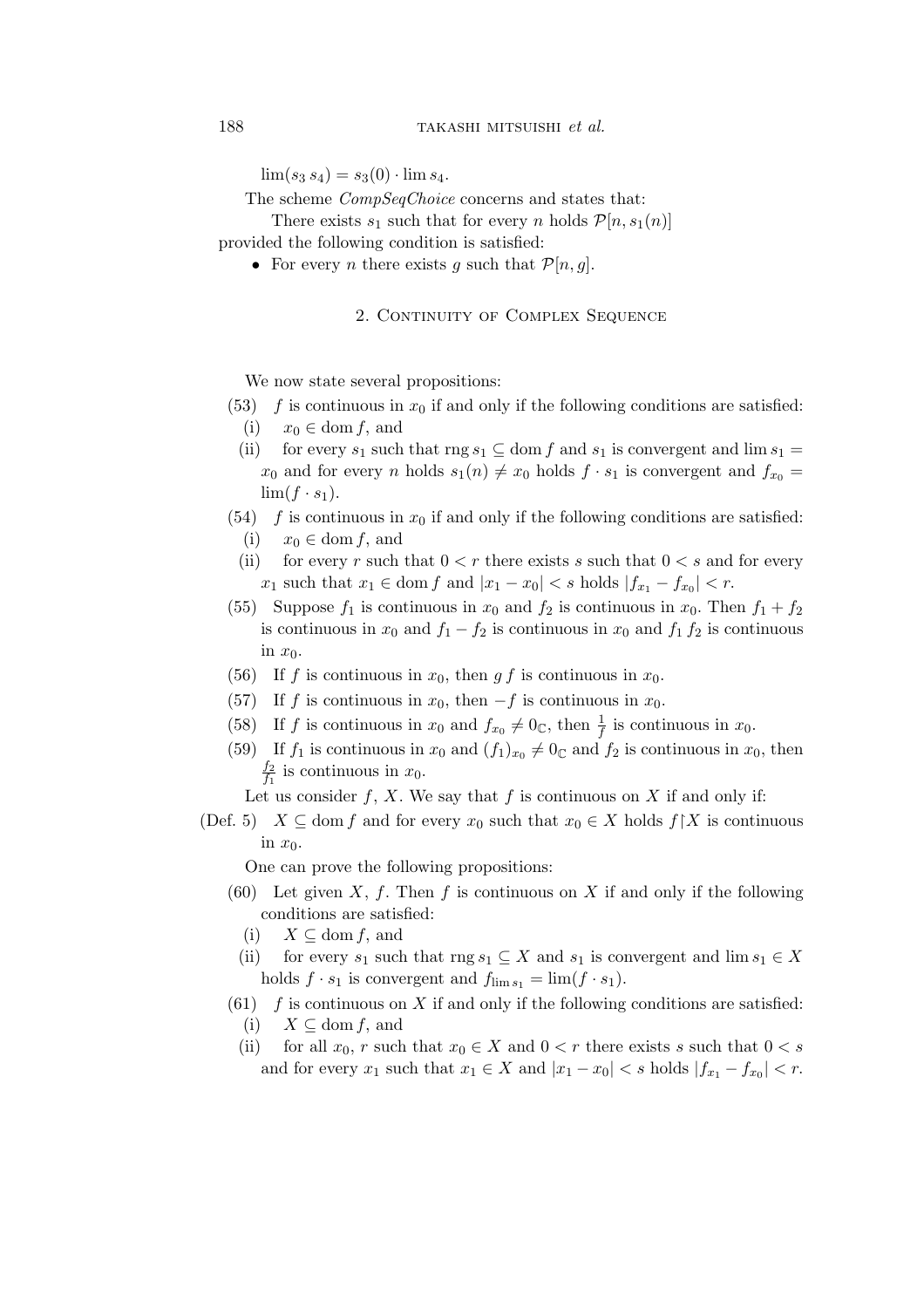$\lim(s_3\, s_4) = s_3(0) \cdot \lim s_4$.

The scheme *CompSeqChoice* concerns and states that:

There exists $s_1$ such that for every $n$ holds $\mathcal{P}[n, s_1(n)]$

provided the following condition is satisfied:

- For every $n$ there exists $g$ such that $\mathcal{P}[n, g]$.

## 2. Continuity of Complex Sequence

We now state several propositions:

(53) $f$ is continuous in $x_0$ if and only if the following conditions are satisfied:

(i) $x_0 \in \operatorname{dom} f$, and

(ii) for every $s_1$ such that $\operatorname{rng} s_1 \subseteq \operatorname{dom} f$ and $s_1$ is convergent and $\lim s_1 = x_0$ and for every $n$ holds $s_1(n) \neq x_0$ holds $f \cdot s_1$ is convergent and $f_{x_0} = \lim(f \cdot s_1)$.

(54) $f$ is continuous in $x_0$ if and only if the following conditions are satisfied:

(i) $x_0 \in \operatorname{dom} f$, and

(ii) for every $r$ such that $0 < r$ there exists $s$ such that $0 < s$ and for every $x_1$ such that $x_1 \in \operatorname{dom} f$ and $|x_1 - x_0| < s$ holds $|f_{x_1} - f_{x_0}| < r$.

(55) Suppose $f_1$ is continuous in $x_0$ and $f_2$ is continuous in $x_0$. Then $f_1 + f_2$ is continuous in $x_0$ and $f_1 - f_2$ is continuous in $x_0$ and $f_1\, f_2$ is continuous in $x_0$.

(56) If $f$ is continuous in $x_0$, then $g\, f$ is continuous in $x_0$.

(57) If $f$ is continuous in $x_0$, then $-f$ is continuous in $x_0$.

(58) If $f$ is continuous in $x_0$ and $f_{x_0} \neq 0_{\mathbb{C}}$, then $\frac{1}{f}$ is continuous in $x_0$.

(59) If $f_1$ is continuous in $x_0$ and $(f_1)_{x_0} \neq 0_{\mathbb{C}}$ and $f_2$ is continuous in $x_0$, then $\frac{f_2}{f_1}$ is continuous in $x_0$.

Let us consider $f$, $X$. We say that $f$ is continuous on $X$ if and only if:

(Def. 5) $X \subseteq \operatorname{dom} f$ and for every $x_0$ such that $x_0 \in X$ holds $f{\restriction}X$ is continuous in $x_0$.

One can prove the following propositions:

(60) Let given $X$, $f$. Then $f$ is continuous on $X$ if and only if the following conditions are satisfied:

(i) $X \subseteq \operatorname{dom} f$, and

(ii) for every $s_1$ such that $\operatorname{rng} s_1 \subseteq X$ and $s_1$ is convergent and $\lim s_1 \in X$ holds $f \cdot s_1$ is convergent and $f_{\lim s_1} = \lim(f \cdot s_1)$.

(61) $f$ is continuous on $X$ if and only if the following conditions are satisfied:

(i) $X \subseteq \operatorname{dom} f$, and

(ii) for all $x_0$, $r$ such that $x_0 \in X$ and $0 < r$ there exists $s$ such that $0 < s$ and for every $x_1$ such that $x_1 \in X$ and $|x_1 - x_0| < s$ holds $|f_{x_1} - f_{x_0}| < r$.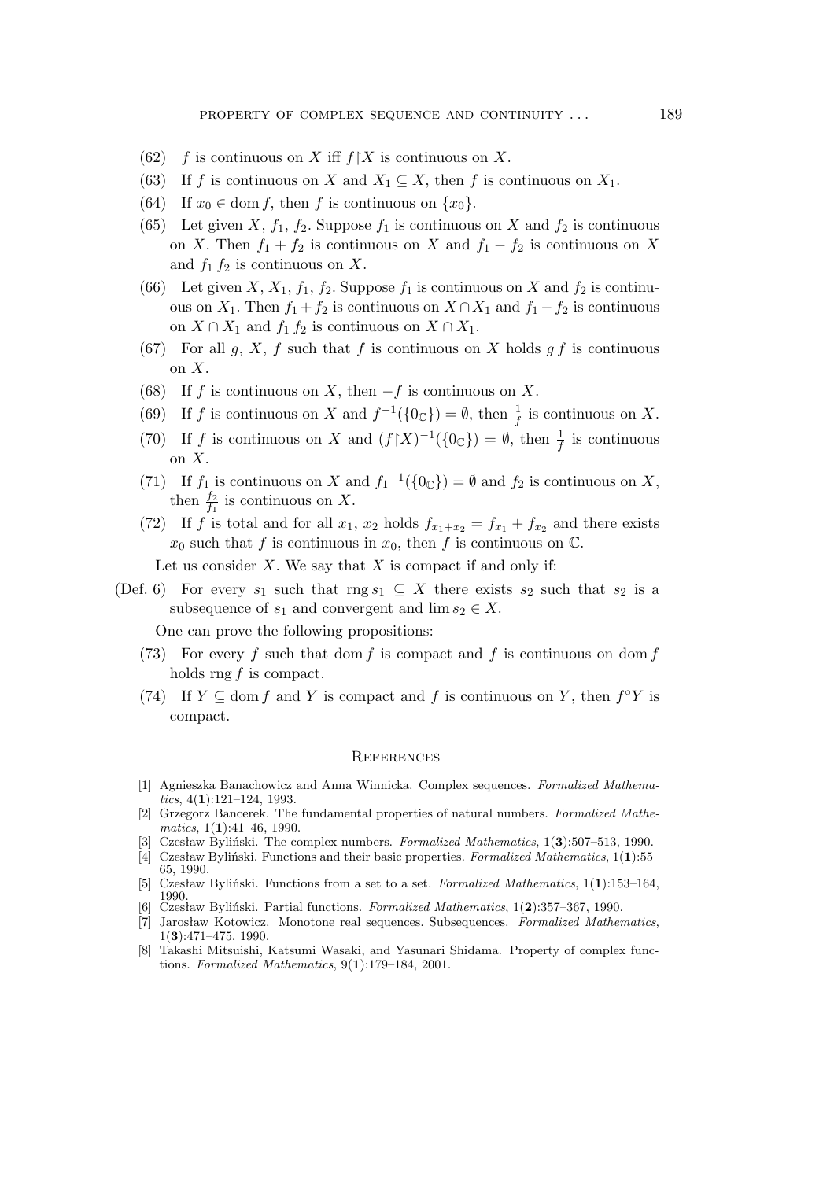(62) $f$ is continuous on $X$ iff $f \restriction X$ is continuous on $X$.

(63) If $f$ is continuous on $X$ and $X_1 \subseteq X$, then $f$ is continuous on $X_1$.

(64) If $x_0 \in \operatorname{dom} f$, then $f$ is continuous on $\{x_0\}$.

(65) Let given $X$, $f_1$, $f_2$. Suppose $f_1$ is continuous on $X$ and $f_2$ is continuous on $X$. Then $f_1 + f_2$ is continuous on $X$ and $f_1 - f_2$ is continuous on $X$ and $f_1\, f_2$ is continuous on $X$.

(66) Let given $X$, $X_1$, $f_1$, $f_2$. Suppose $f_1$ is continuous on $X$ and $f_2$ is continuous on $X_1$. Then $f_1 + f_2$ is continuous on $X \cap X_1$ and $f_1 - f_2$ is continuous on $X \cap X_1$ and $f_1\, f_2$ is continuous on $X \cap X_1$.

(67) For all $g$, $X$, $f$ such that $f$ is continuous on $X$ holds $g\, f$ is continuous on $X$.

(68) If $f$ is continuous on $X$, then $-f$ is continuous on $X$.

(69) If $f$ is continuous on $X$ and $f^{-1}(\{0_{\mathbb{C}}\}) = \emptyset$, then $\frac{1}{f}$ is continuous on $X$.

(70) If $f$ is continuous on $X$ and $(f \restriction X)^{-1}(\{0_{\mathbb{C}}\}) = \emptyset$, then $\frac{1}{f}$ is continuous on $X$.

(71) If $f_1$ is continuous on $X$ and ${f_1}^{-1}(\{0_{\mathbb{C}}\}) = \emptyset$ and $f_2$ is continuous on $X$, then $\frac{f_2}{f_1}$ is continuous on $X$.

(72) If $f$ is total and for all $x_1$, $x_2$ holds $f_{x_1 + x_2} = f_{x_1} + f_{x_2}$ and there exists $x_0$ such that $f$ is continuous in $x_0$, then $f$ is continuous on $\mathbb{C}$.

Let us consider $X$. We say that $X$ is compact if and only if:

(Def. 6) For every $s_1$ such that $\operatorname{rng} s_1 \subseteq X$ there exists $s_2$ such that $s_2$ is a subsequence of $s_1$ and convergent and $\lim s_2 \in X$.

One can prove the following propositions:

(73) For every $f$ such that $\operatorname{dom} f$ is compact and $f$ is continuous on $\operatorname{dom} f$ holds $\operatorname{rng} f$ is compact.

(74) If $Y \subseteq \operatorname{dom} f$ and $Y$ is compact and $f$ is continuous on $Y$, then $f^{\circ}Y$ is compact.

## References

[1] Agnieszka Banachowicz and Anna Winnicka. Complex sequences. *Formalized Mathematics*, 4(**1**):121–124, 1993.

[2] Grzegorz Bancerek. The fundamental properties of natural numbers. *Formalized Mathematics*, 1(**1**):41–46, 1990.

[3] Czesław Byliński. The complex numbers. *Formalized Mathematics*, 1(**3**):507–513, 1990.

[4] Czesław Byliński. Functions and their basic properties. *Formalized Mathematics*, 1(**1**):55–65, 1990.

[5] Czesław Byliński. Functions from a set to a set. *Formalized Mathematics*, 1(**1**):153–164, 1990.

[6] Czesław Byliński. Partial functions. *Formalized Mathematics*, 1(**2**):357–367, 1990.

[7] Jarosław Kotowicz. Monotone real sequences. Subsequences. *Formalized Mathematics*, 1(**3**):471–475, 1990.

[8] Takashi Mitsuishi, Katsumi Wasaki, and Yasunari Shidama. Property of complex functions. *Formalized Mathematics*, 9(**1**):179–184, 2001.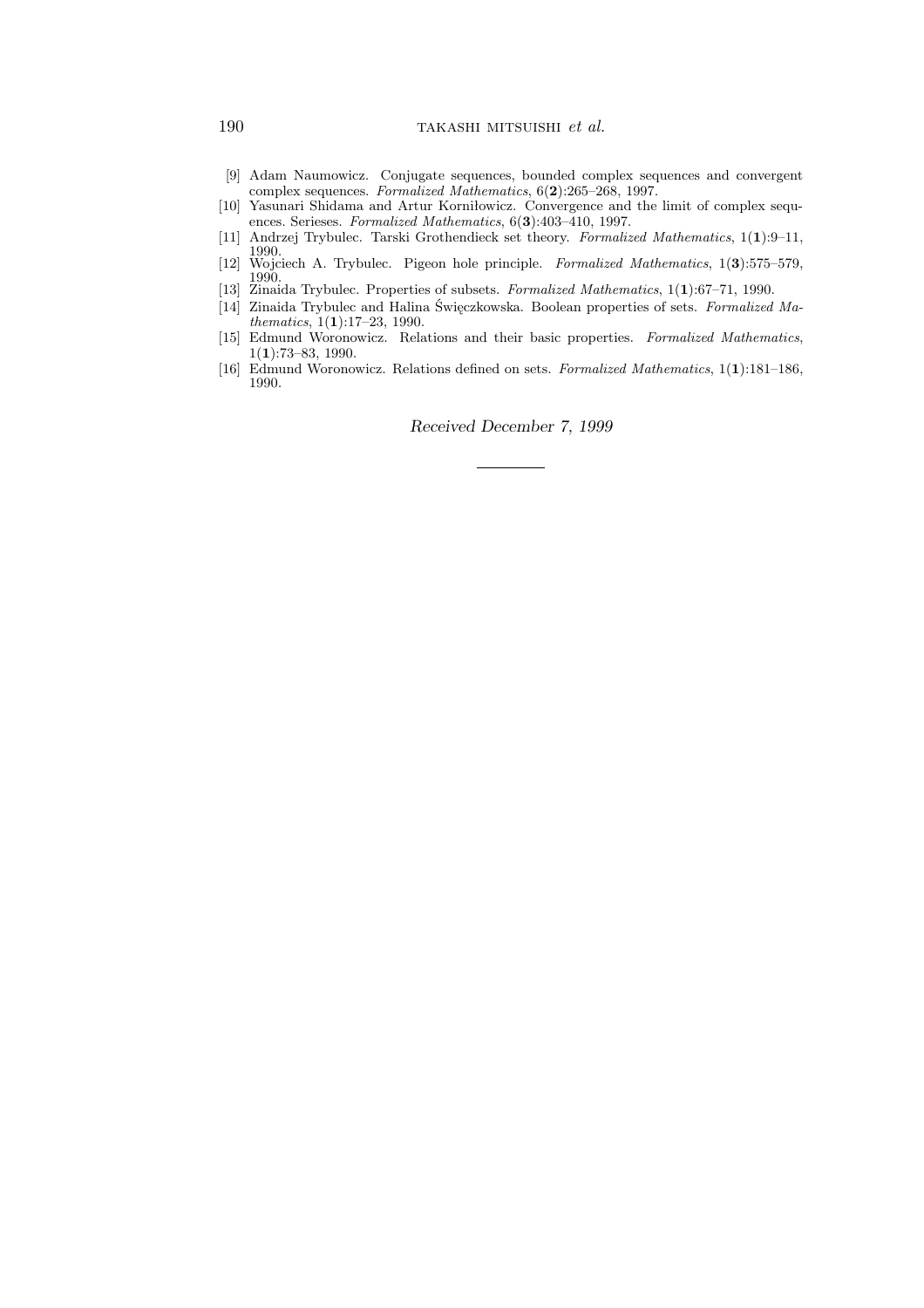[9] Adam Naumowicz. Conjugate sequences, bounded complex sequences and convergent complex sequences. *Formalized Mathematics*, 6(**2**):265–268, 1997.

[10] Yasunari Shidama and Artur Korniłowicz. Convergence and the limit of complex sequences. Serieses. *Formalized Mathematics*, 6(**3**):403–410, 1997.

[11] Andrzej Trybulec. Tarski Grothendieck set theory. *Formalized Mathematics*, 1(**1**):9–11, 1990.

[12] Wojciech A. Trybulec. Pigeon hole principle. *Formalized Mathematics*, 1(**3**):575–579, 1990.

[13] Zinaida Trybulec. Properties of subsets. *Formalized Mathematics*, 1(**1**):67–71, 1990.

[14] Zinaida Trybulec and Halina Święczkowska. Boolean properties of sets. *Formalized Mathematics*, 1(**1**):17–23, 1990.

[15] Edmund Woronowicz. Relations and their basic properties. *Formalized Mathematics*, 1(**1**):73–83, 1990.

[16] Edmund Woronowicz. Relations defined on sets. *Formalized Mathematics*, 1(**1**):181–186, 1990.

*Received December 7, 1999*